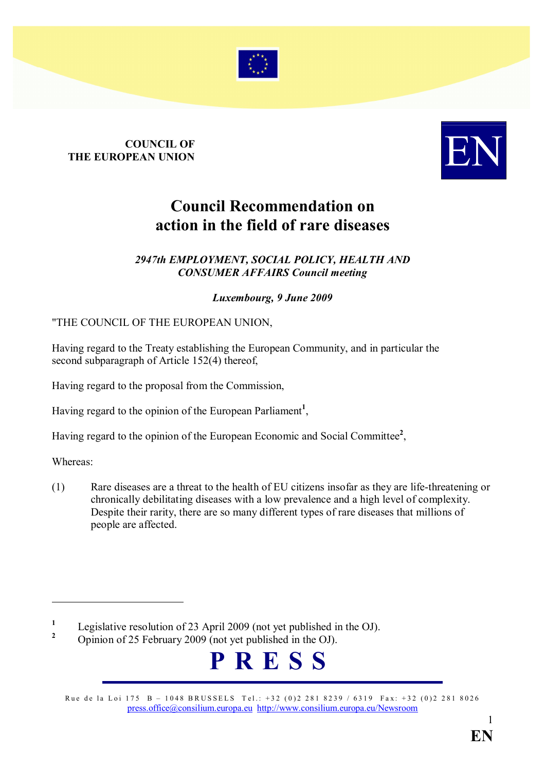**COUNCIL OF THE EUROPEAN UNION**

# Council Recommendation on action in the field of rare diseases

***2947th EMPLOYMENT, SOCIAL POLICY, HEALTH AND CONSUMER AFFAIRS Council meeting***

***Luxembourg, 9 June 2009***

"THE COUNCIL OF THE EUROPEAN UNION,

Having regard to the Treaty establishing the European Community, and in particular the second subparagraph of Article 152(4) thereof,

Having regard to the proposal from the Commission,

Having regard to the opinion of the European Parliament[1],

Having regard to the opinion of the European Economic and Social Committee[2],

Whereas:

(1) Rare diseases are a threat to the health of EU citizens insofar as they are life-threatening or chronically debilitating diseases with a low prevalence and a high level of complexity. Despite their rarity, there are so many different types of rare diseases that millions of people are affected.

---

[1] Legislative resolution of 23 April 2009 (not yet published in the OJ).

[2] Opinion of 25 February 2009 (not yet published in the OJ).

**P R E S S**

Rue de la Loi 175 B – 1048 BRUSSELS Tel.: +32 (0)2 281 8239 / 6319 Fax: +32 (0)2 281 8026
press.office@consilium.europa.eu http://www.consilium.europa.eu/Newsroom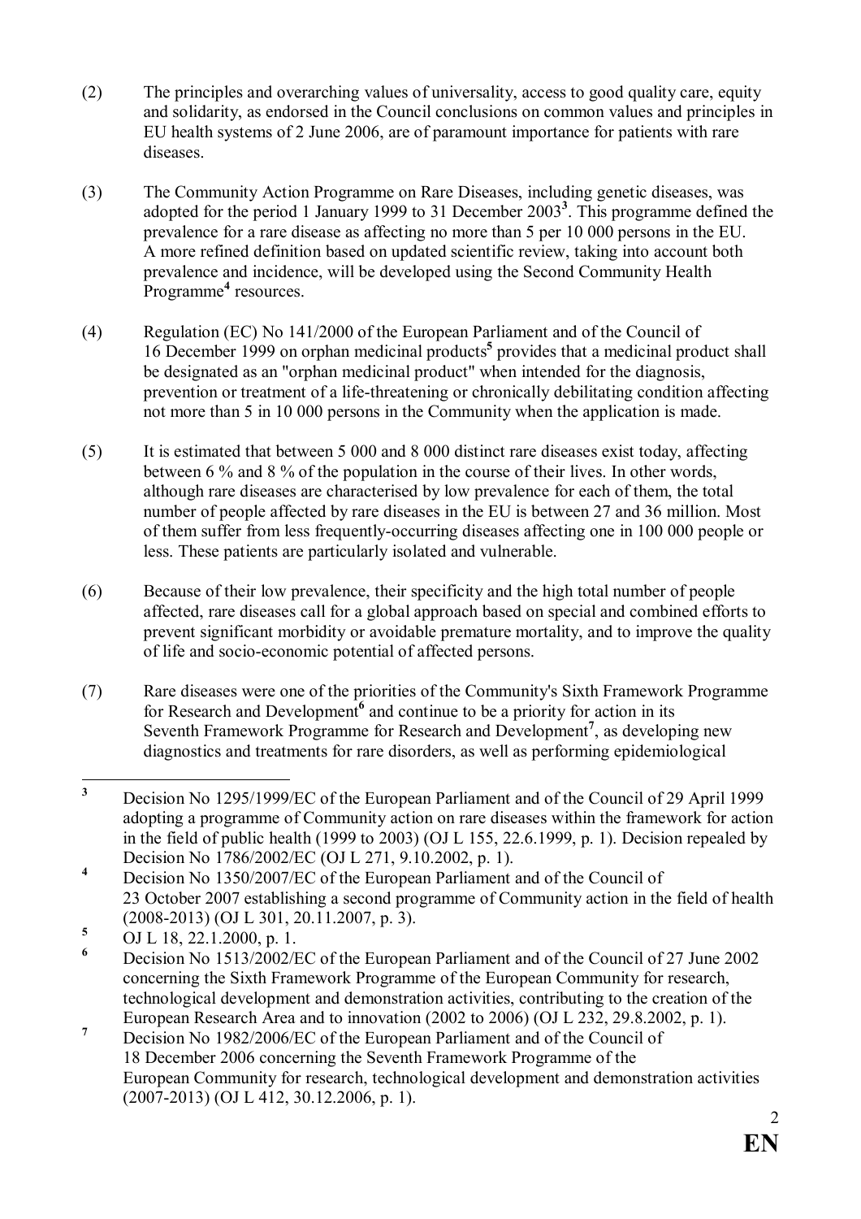(2) The principles and overarching values of universality, access to good quality care, equity and solidarity, as endorsed in the Council conclusions on common values and principles in EU health systems of 2 June 2006, are of paramount importance for patients with rare diseases.

(3) The Community Action Programme on Rare Diseases, including genetic diseases, was adopted for the period 1 January 1999 to 31 December 2003[3]. This programme defined the prevalence for a rare disease as affecting no more than 5 per 10 000 persons in the EU. A more refined definition based on updated scientific review, taking into account both prevalence and incidence, will be developed using the Second Community Health Programme[4] resources.

(4) Regulation (EC) No 141/2000 of the European Parliament and of the Council of 16 December 1999 on orphan medicinal products[5] provides that a medicinal product shall be designated as an "orphan medicinal product" when intended for the diagnosis, prevention or treatment of a life-threatening or chronically debilitating condition affecting not more than 5 in 10 000 persons in the Community when the application is made.

(5) It is estimated that between 5 000 and 8 000 distinct rare diseases exist today, affecting between 6 % and 8 % of the population in the course of their lives. In other words, although rare diseases are characterised by low prevalence for each of them, the total number of people affected by rare diseases in the EU is between 27 and 36 million. Most of them suffer from less frequently-occurring diseases affecting one in 100 000 people or less. These patients are particularly isolated and vulnerable.

(6) Because of their low prevalence, their specificity and the high total number of people affected, rare diseases call for a global approach based on special and combined efforts to prevent significant morbidity or avoidable premature mortality, and to improve the quality of life and socio-economic potential of affected persons.

(7) Rare diseases were one of the priorities of the Community's Sixth Framework Programme for Research and Development[6] and continue to be a priority for action in its Seventh Framework Programme for Research and Development[7], as developing new diagnostics and treatments for rare disorders, as well as performing epidemiological

---

[3] Decision No 1295/1999/EC of the European Parliament and of the Council of 29 April 1999 adopting a programme of Community action on rare diseases within the framework for action in the field of public health (1999 to 2003) (OJ L 155, 22.6.1999, p. 1). Decision repealed by Decision No 1786/2002/EC (OJ L 271, 9.10.2002, p. 1).

[4] Decision No 1350/2007/EC of the European Parliament and of the Council of 23 October 2007 establishing a second programme of Community action in the field of health (2008-2013) (OJ L 301, 20.11.2007, p. 3).

[5] OJ L 18, 22.1.2000, p. 1.

[6] Decision No 1513/2002/EC of the European Parliament and of the Council of 27 June 2002 concerning the Sixth Framework Programme of the European Community for research, technological development and demonstration activities, contributing to the creation of the European Research Area and to innovation (2002 to 2006) (OJ L 232, 29.8.2002, p. 1).

[7] Decision No 1982/2006/EC of the European Parliament and of the Council of 18 December 2006 concerning the Seventh Framework Programme of the European Community for research, technological development and demonstration activities (2007-2013) (OJ L 412, 30.12.2006, p. 1).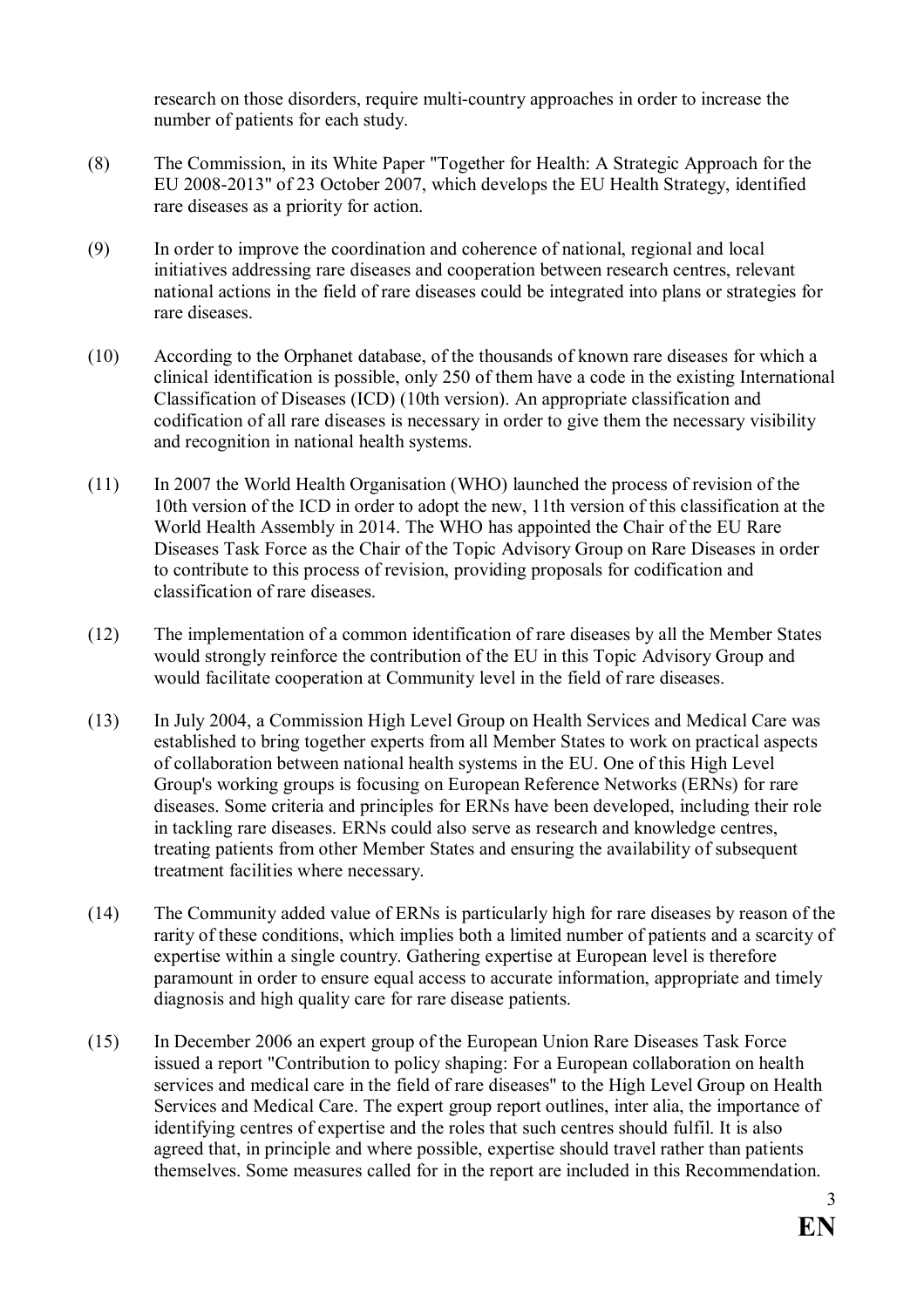research on those disorders, require multi-country approaches in order to increase the number of patients for each study.

(8) The Commission, in its White Paper "Together for Health: A Strategic Approach for the EU 2008-2013" of 23 October 2007, which develops the EU Health Strategy, identified rare diseases as a priority for action.

(9) In order to improve the coordination and coherence of national, regional and local initiatives addressing rare diseases and cooperation between research centres, relevant national actions in the field of rare diseases could be integrated into plans or strategies for rare diseases.

(10) According to the Orphanet database, of the thousands of known rare diseases for which a clinical identification is possible, only 250 of them have a code in the existing International Classification of Diseases (ICD) (10th version). An appropriate classification and codification of all rare diseases is necessary in order to give them the necessary visibility and recognition in national health systems.

(11) In 2007 the World Health Organisation (WHO) launched the process of revision of the 10th version of the ICD in order to adopt the new, 11th version of this classification at the World Health Assembly in 2014. The WHO has appointed the Chair of the EU Rare Diseases Task Force as the Chair of the Topic Advisory Group on Rare Diseases in order to contribute to this process of revision, providing proposals for codification and classification of rare diseases.

(12) The implementation of a common identification of rare diseases by all the Member States would strongly reinforce the contribution of the EU in this Topic Advisory Group and would facilitate cooperation at Community level in the field of rare diseases.

(13) In July 2004, a Commission High Level Group on Health Services and Medical Care was established to bring together experts from all Member States to work on practical aspects of collaboration between national health systems in the EU. One of this High Level Group's working groups is focusing on European Reference Networks (ERNs) for rare diseases. Some criteria and principles for ERNs have been developed, including their role in tackling rare diseases. ERNs could also serve as research and knowledge centres, treating patients from other Member States and ensuring the availability of subsequent treatment facilities where necessary.

(14) The Community added value of ERNs is particularly high for rare diseases by reason of the rarity of these conditions, which implies both a limited number of patients and a scarcity of expertise within a single country. Gathering expertise at European level is therefore paramount in order to ensure equal access to accurate information, appropriate and timely diagnosis and high quality care for rare disease patients.

(15) In December 2006 an expert group of the European Union Rare Diseases Task Force issued a report "Contribution to policy shaping: For a European collaboration on health services and medical care in the field of rare diseases" to the High Level Group on Health Services and Medical Care. The expert group report outlines, inter alia, the importance of identifying centres of expertise and the roles that such centres should fulfil. It is also agreed that, in principle and where possible, expertise should travel rather than patients themselves. Some measures called for in the report are included in this Recommendation.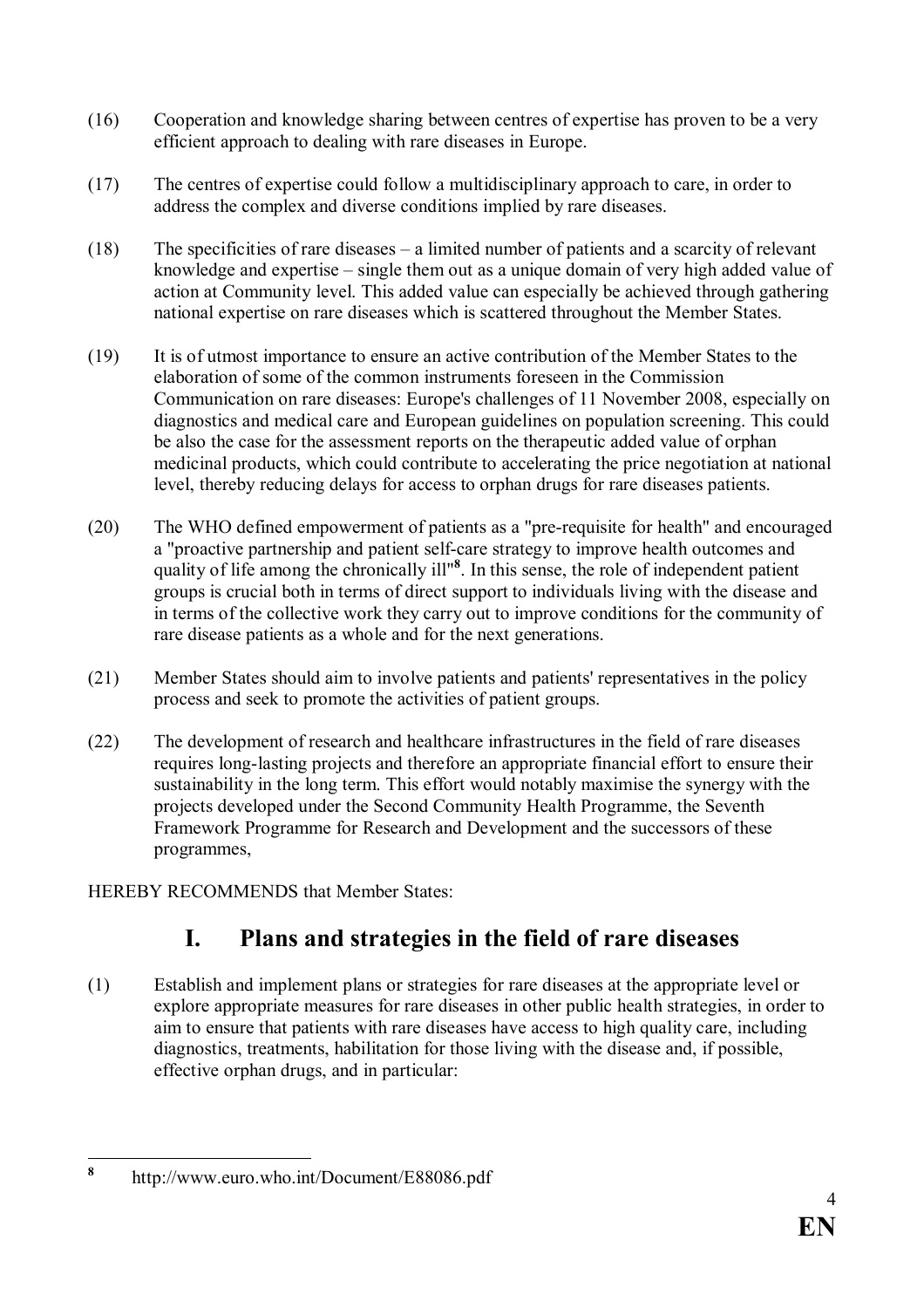(16) Cooperation and knowledge sharing between centres of expertise has proven to be a very efficient approach to dealing with rare diseases in Europe.

(17) The centres of expertise could follow a multidisciplinary approach to care, in order to address the complex and diverse conditions implied by rare diseases.

(18) The specificities of rare diseases – a limited number of patients and a scarcity of relevant knowledge and expertise – single them out as a unique domain of very high added value of action at Community level. This added value can especially be achieved through gathering national expertise on rare diseases which is scattered throughout the Member States.

(19) It is of utmost importance to ensure an active contribution of the Member States to the elaboration of some of the common instruments foreseen in the Commission Communication on rare diseases: Europe's challenges of 11 November 2008, especially on diagnostics and medical care and European guidelines on population screening. This could be also the case for the assessment reports on the therapeutic added value of orphan medicinal products, which could contribute to accelerating the price negotiation at national level, thereby reducing delays for access to orphan drugs for rare diseases patients.

(20) The WHO defined empowerment of patients as a "pre-requisite for health" and encouraged a "proactive partnership and patient self-care strategy to improve health outcomes and quality of life among the chronically ill"[8]. In this sense, the role of independent patient groups is crucial both in terms of direct support to individuals living with the disease and in terms of the collective work they carry out to improve conditions for the community of rare disease patients as a whole and for the next generations.

(21) Member States should aim to involve patients and patients' representatives in the policy process and seek to promote the activities of patient groups.

(22) The development of research and healthcare infrastructures in the field of rare diseases requires long-lasting projects and therefore an appropriate financial effort to ensure their sustainability in the long term. This effort would notably maximise the synergy with the projects developed under the Second Community Health Programme, the Seventh Framework Programme for Research and Development and the successors of these programmes,

HEREBY RECOMMENDS that Member States:

## I. Plans and strategies in the field of rare diseases

(1) Establish and implement plans or strategies for rare diseases at the appropriate level or explore appropriate measures for rare diseases in other public health strategies, in order to aim to ensure that patients with rare diseases have access to high quality care, including diagnostics, treatments, habilitation for those living with the disease and, if possible, effective orphan drugs, and in particular:

---

[8] http://www.euro.who.int/Document/E88086.pdf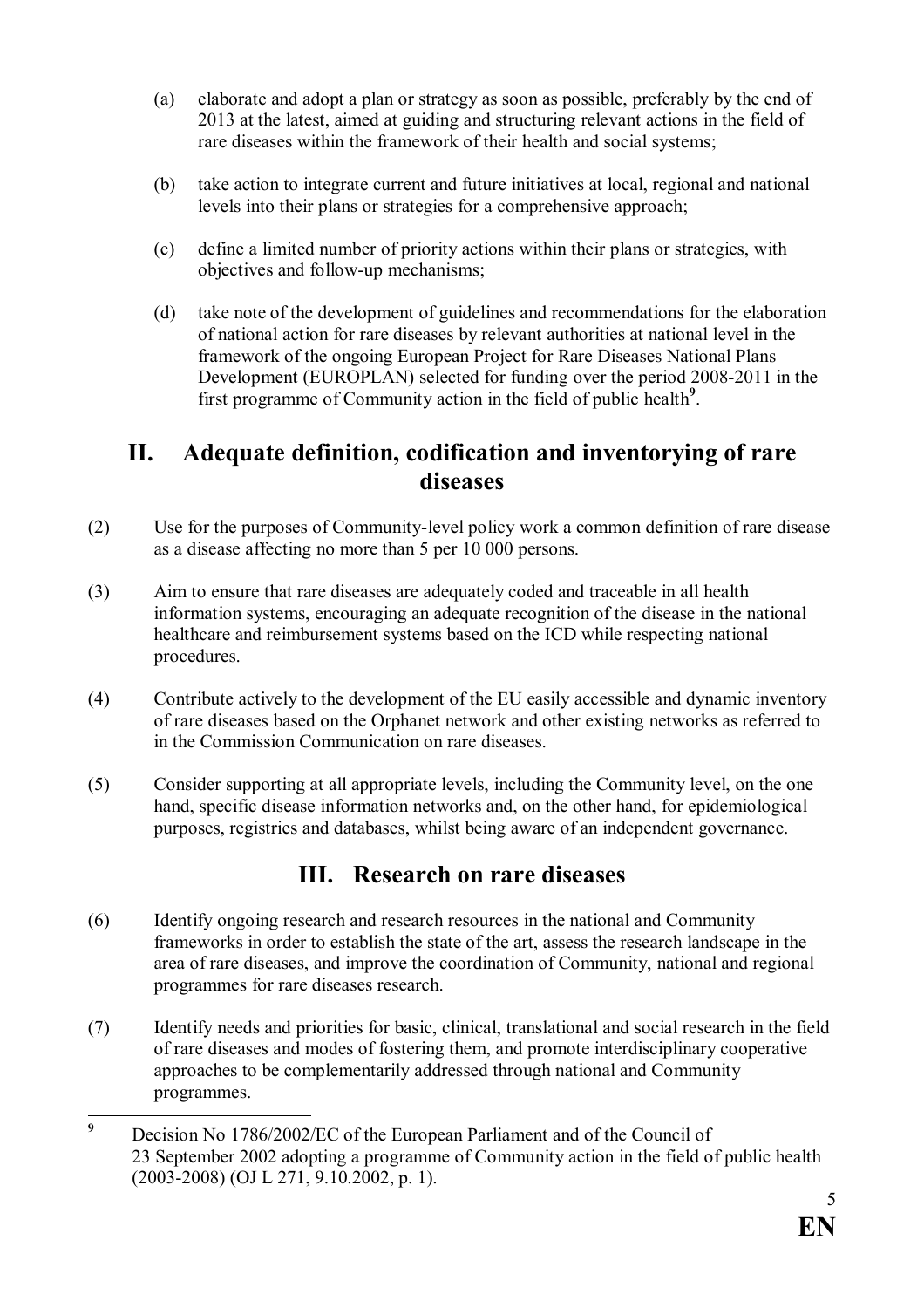(a) elaborate and adopt a plan or strategy as soon as possible, preferably by the end of 2013 at the latest, aimed at guiding and structuring relevant actions in the field of rare diseases within the framework of their health and social systems;

(b) take action to integrate current and future initiatives at local, regional and national levels into their plans or strategies for a comprehensive approach;

(c) define a limited number of priority actions within their plans or strategies, with objectives and follow-up mechanisms;

(d) take note of the development of guidelines and recommendations for the elaboration of national action for rare diseases by relevant authorities at national level in the framework of the ongoing European Project for Rare Diseases National Plans Development (EUROPLAN) selected for funding over the period 2008-2011 in the first programme of Community action in the field of public health[9].

## II. Adequate definition, codification and inventorying of rare diseases

(2) Use for the purposes of Community-level policy work a common definition of rare disease as a disease affecting no more than 5 per 10 000 persons.

(3) Aim to ensure that rare diseases are adequately coded and traceable in all health information systems, encouraging an adequate recognition of the disease in the national healthcare and reimbursement systems based on the ICD while respecting national procedures.

(4) Contribute actively to the development of the EU easily accessible and dynamic inventory of rare diseases based on the Orphanet network and other existing networks as referred to in the Commission Communication on rare diseases.

(5) Consider supporting at all appropriate levels, including the Community level, on the one hand, specific disease information networks and, on the other hand, for epidemiological purposes, registries and databases, whilst being aware of an independent governance.

## III. Research on rare diseases

(6) Identify ongoing research and research resources in the national and Community frameworks in order to establish the state of the art, assess the research landscape in the area of rare diseases, and improve the coordination of Community, national and regional programmes for rare diseases research.

(7) Identify needs and priorities for basic, clinical, translational and social research in the field of rare diseases and modes of fostering them, and promote interdisciplinary cooperative approaches to be complementarily addressed through national and Community programmes.

---

[9] Decision No 1786/2002/EC of the European Parliament and of the Council of 23 September 2002 adopting a programme of Community action in the field of public health (2003-2008) (OJ L 271, 9.10.2002, p. 1).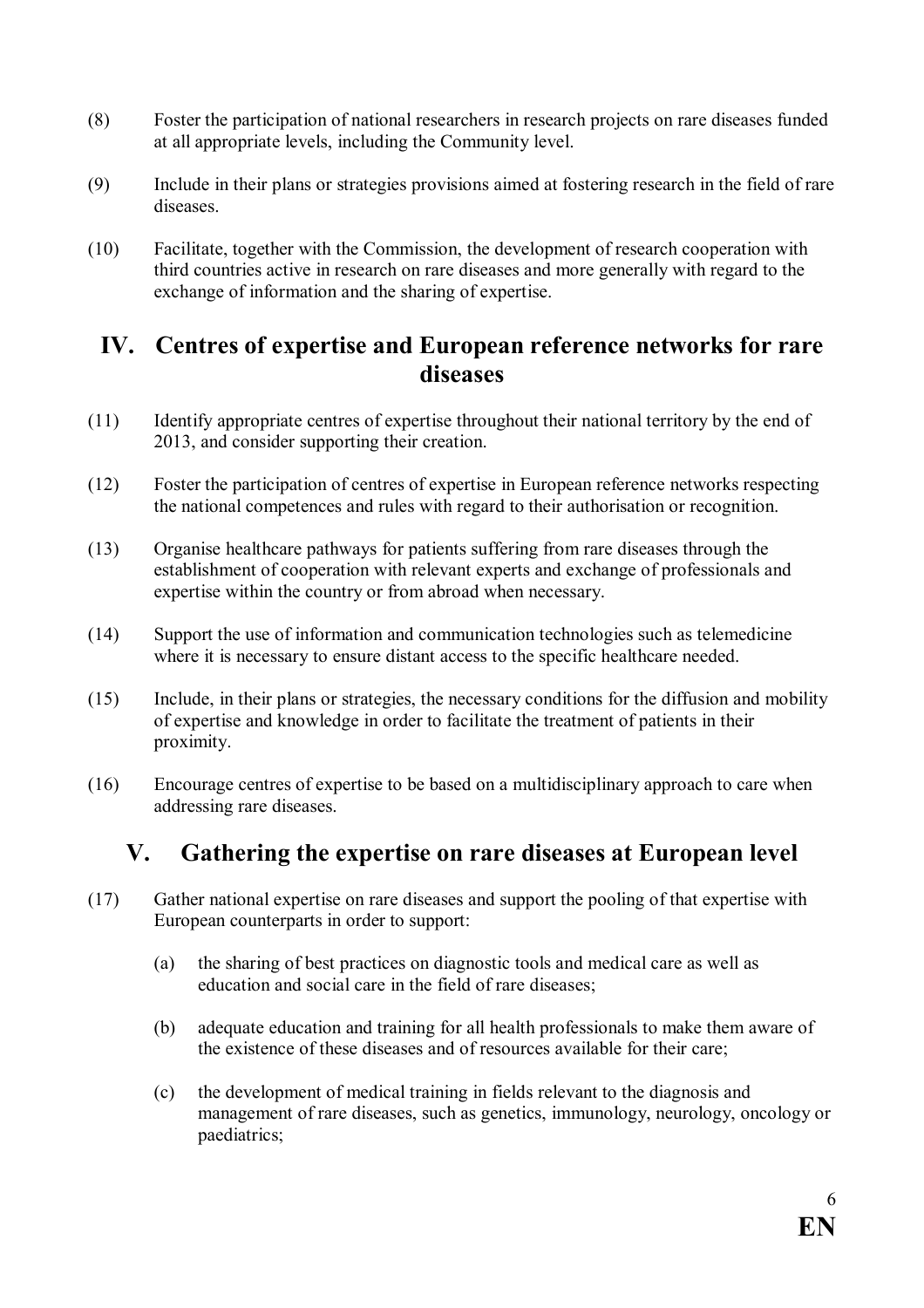(8) Foster the participation of national researchers in research projects on rare diseases funded at all appropriate levels, including the Community level.

(9) Include in their plans or strategies provisions aimed at fostering research in the field of rare diseases.

(10) Facilitate, together with the Commission, the development of research cooperation with third countries active in research on rare diseases and more generally with regard to the exchange of information and the sharing of expertise.

## IV. Centres of expertise and European reference networks for rare diseases

(11) Identify appropriate centres of expertise throughout their national territory by the end of 2013, and consider supporting their creation.

(12) Foster the participation of centres of expertise in European reference networks respecting the national competences and rules with regard to their authorisation or recognition.

(13) Organise healthcare pathways for patients suffering from rare diseases through the establishment of cooperation with relevant experts and exchange of professionals and expertise within the country or from abroad when necessary.

(14) Support the use of information and communication technologies such as telemedicine where it is necessary to ensure distant access to the specific healthcare needed.

(15) Include, in their plans or strategies, the necessary conditions for the diffusion and mobility of expertise and knowledge in order to facilitate the treatment of patients in their proximity.

(16) Encourage centres of expertise to be based on a multidisciplinary approach to care when addressing rare diseases.

## V. Gathering the expertise on rare diseases at European level

(17) Gather national expertise on rare diseases and support the pooling of that expertise with European counterparts in order to support:

   (a) the sharing of best practices on diagnostic tools and medical care as well as education and social care in the field of rare diseases;

   (b) adequate education and training for all health professionals to make them aware of the existence of these diseases and of resources available for their care;

   (c) the development of medical training in fields relevant to the diagnosis and management of rare diseases, such as genetics, immunology, neurology, oncology or paediatrics;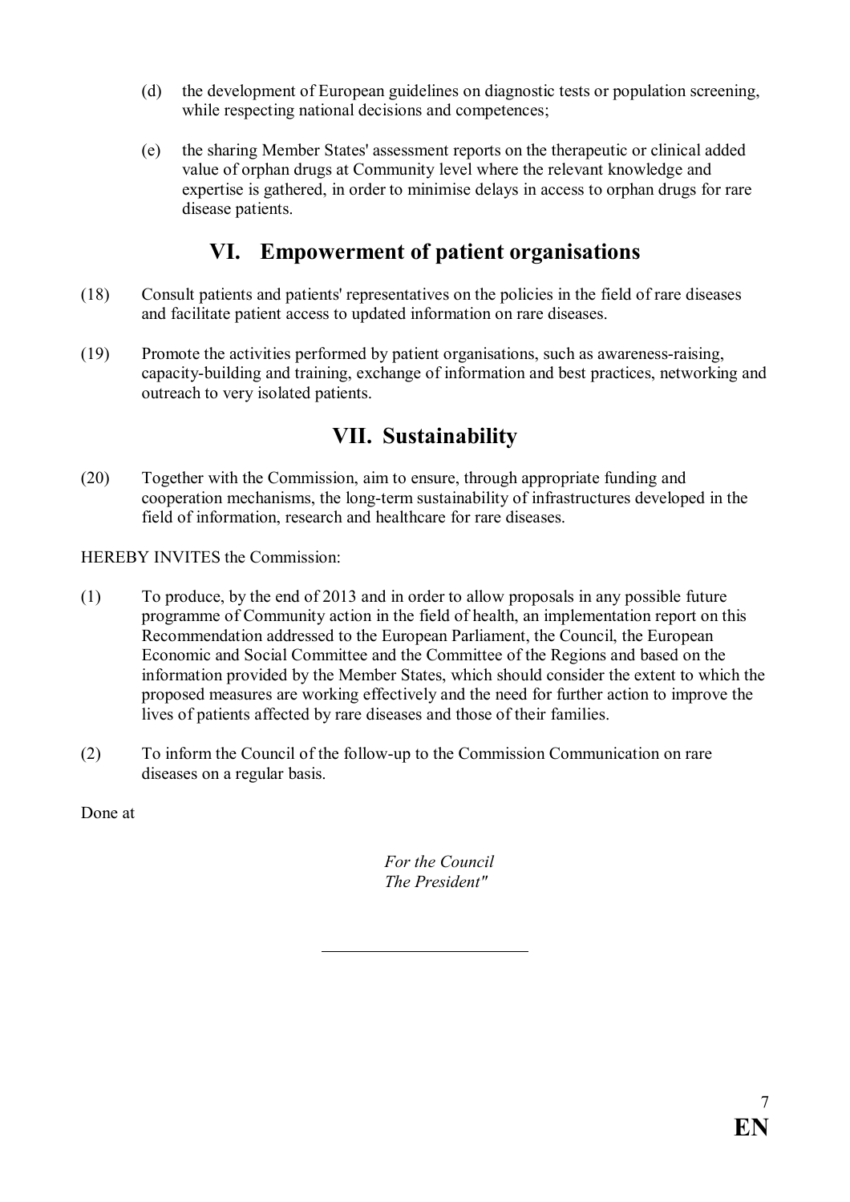(d) the development of European guidelines on diagnostic tests or population screening, while respecting national decisions and competences;

(e) the sharing Member States' assessment reports on the therapeutic or clinical added value of orphan drugs at Community level where the relevant knowledge and expertise is gathered, in order to minimise delays in access to orphan drugs for rare disease patients.

## VI. Empowerment of patient organisations

(18) Consult patients and patients' representatives on the policies in the field of rare diseases and facilitate patient access to updated information on rare diseases.

(19) Promote the activities performed by patient organisations, such as awareness-raising, capacity-building and training, exchange of information and best practices, networking and outreach to very isolated patients.

## VII. Sustainability

(20) Together with the Commission, aim to ensure, through appropriate funding and cooperation mechanisms, the long-term sustainability of infrastructures developed in the field of information, research and healthcare for rare diseases.

HEREBY INVITES the Commission:

(1) To produce, by the end of 2013 and in order to allow proposals in any possible future programme of Community action in the field of health, an implementation report on this Recommendation addressed to the European Parliament, the Council, the European Economic and Social Committee and the Committee of the Regions and based on the information provided by the Member States, which should consider the extent to which the proposed measures are working effectively and the need for further action to improve the lives of patients affected by rare diseases and those of their families.

(2) To inform the Council of the follow-up to the Commission Communication on rare diseases on a regular basis.

Done at

*For the Council*
*The President"*